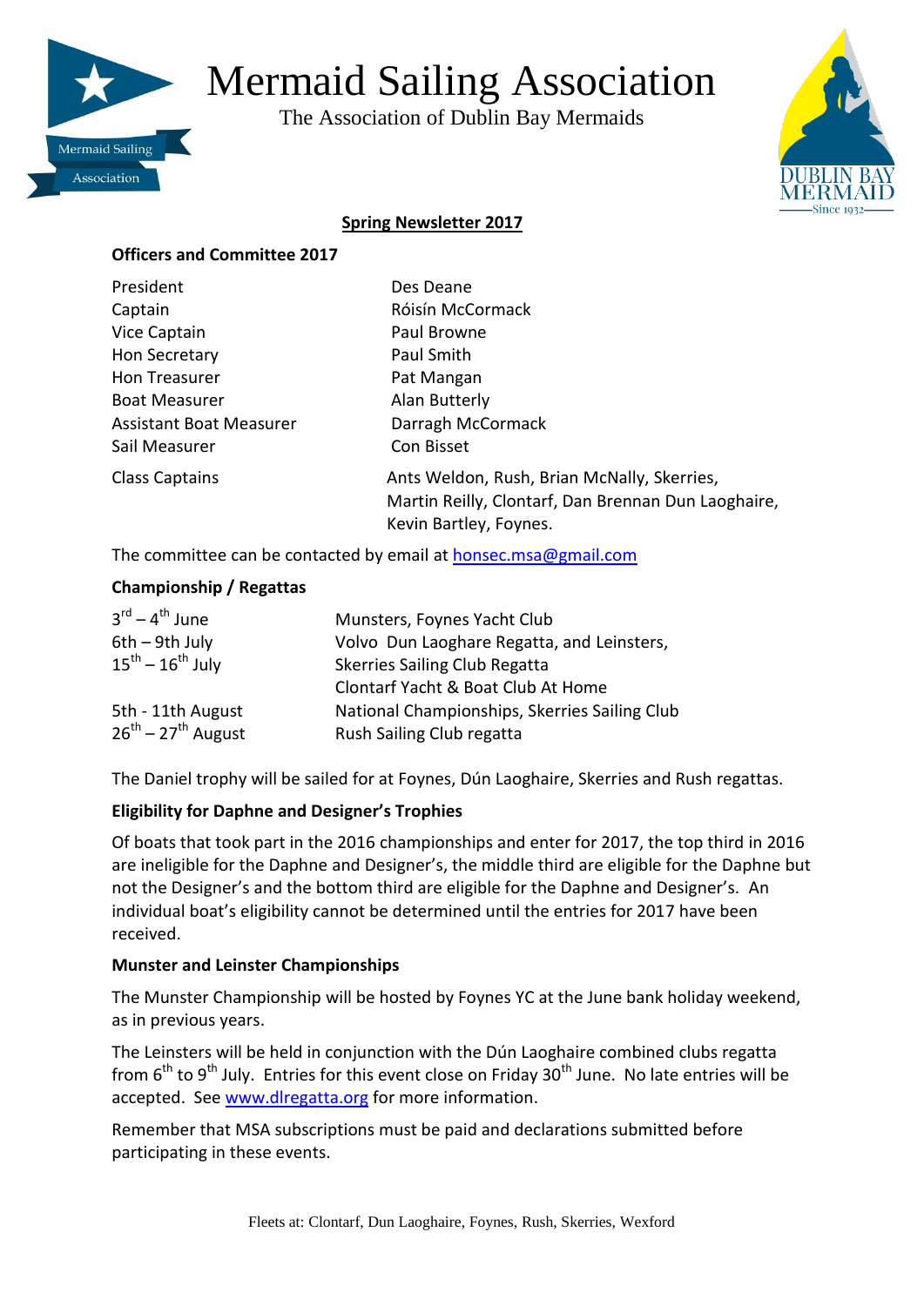# Mermaid Sailing Association

The Association of Dublin Bay Mermaids

## Spring Newsletter 2017

### Officers and Committee 2017

| | |
|---|---|
| President | Des Deane |
| Captain | Róisín McCormack |
| Vice Captain | Paul Browne |
| Hon Secretary | Paul Smith |
| Hon Treasurer | Pat Mangan |
| Boat Measurer | Alan Butterly |
| Assistant Boat Measurer | Darragh McCormack |
| Sail Measurer | Con Bisset |
| Class Captains | Ants Weldon, Rush, Brian McNally, Skerries, Martin Reilly, Clontarf, Dan Brennan Dun Laoghaire, Kevin Bartley, Foynes. |

The committee can be contacted by email at honsec.msa@gmail.com

### Championship / Regattas

| | |
|---|---|
| 3rd – 4th June | Munsters, Foynes Yacht Club |
| 6th – 9th July | Volvo Dun Laoghare Regatta, and Leinsters, |
| 15th – 16th July | Skerries Sailing Club Regatta |
| | Clontarf Yacht & Boat Club At Home |
| 5th - 11th August | National Championships, Skerries Sailing Club |
| 26th – 27th August | Rush Sailing Club regatta |

The Daniel trophy will be sailed for at Foynes, Dún Laoghaire, Skerries and Rush regattas.

### Eligibility for Daphne and Designer's Trophies

Of boats that took part in the 2016 championships and enter for 2017, the top third in 2016 are ineligible for the Daphne and Designer's, the middle third are eligible for the Daphne but not the Designer's and the bottom third are eligible for the Daphne and Designer's. An individual boat's eligibility cannot be determined until the entries for 2017 have been received.

### Munster and Leinster Championships

The Munster Championship will be hosted by Foynes YC at the June bank holiday weekend, as in previous years.

The Leinsters will be held in conjunction with the Dún Laoghaire combined clubs regatta from 6th to 9th July. Entries for this event close on Friday 30th June. No late entries will be accepted. See www.dlregatta.org for more information.

Remember that MSA subscriptions must be paid and declarations submitted before participating in these events.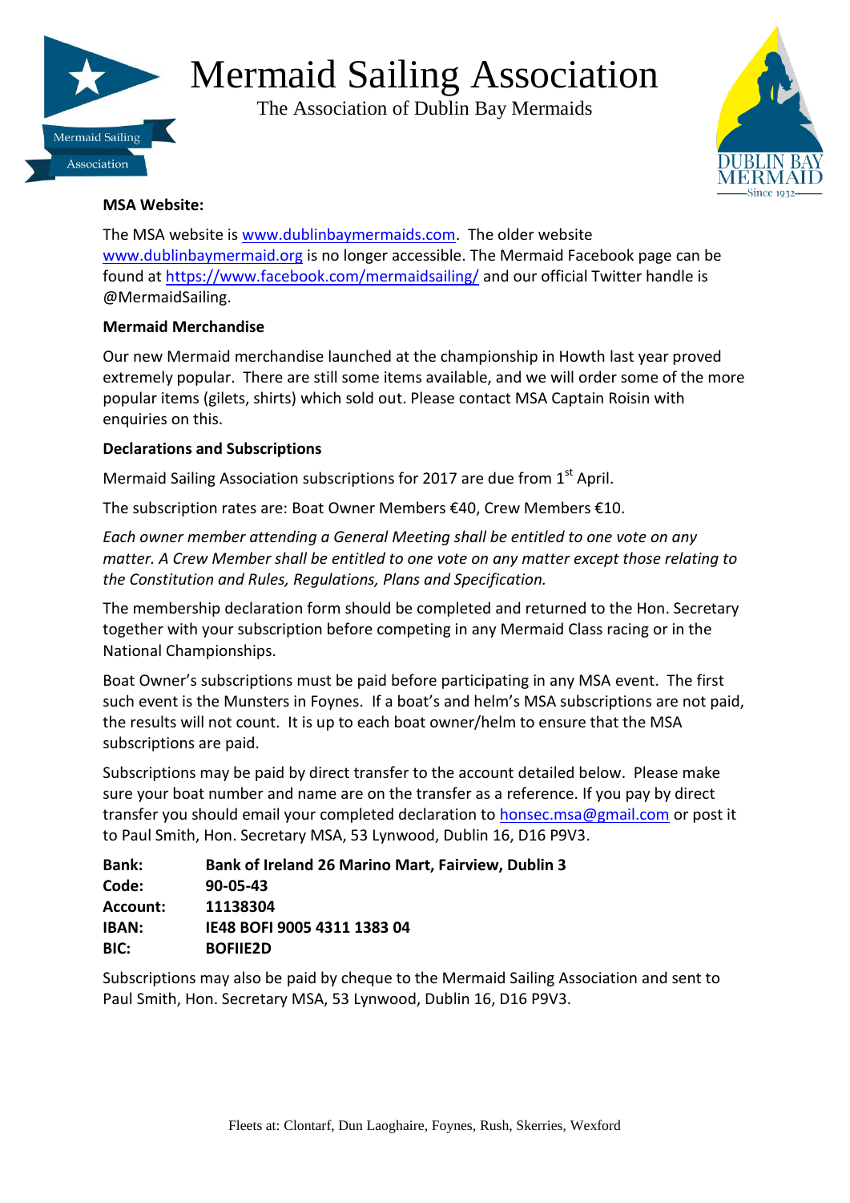# Mermaid Sailing Association

The Association of Dublin Bay Mermaids

**MSA Website:**

The MSA website is www.dublinbaymermaids.com. The older website www.dublinbaymermaid.org is no longer accessible. The Mermaid Facebook page can be found at https://www.facebook.com/mermaidsailing/ and our official Twitter handle is @MermaidSailing.

**Mermaid Merchandise**

Our new Mermaid merchandise launched at the championship in Howth last year proved extremely popular. There are still some items available, and we will order some of the more popular items (gilets, shirts) which sold out. Please contact MSA Captain Roisin with enquiries on this.

**Declarations and Subscriptions**

Mermaid Sailing Association subscriptions for 2017 are due from 1st April.

The subscription rates are: Boat Owner Members €40, Crew Members €10.

*Each owner member attending a General Meeting shall be entitled to one vote on any matter. A Crew Member shall be entitled to one vote on any matter except those relating to the Constitution and Rules, Regulations, Plans and Specification.*

The membership declaration form should be completed and returned to the Hon. Secretary together with your subscription before competing in any Mermaid Class racing or in the National Championships.

Boat Owner's subscriptions must be paid before participating in any MSA event. The first such event is the Munsters in Foynes. If a boat's and helm's MSA subscriptions are not paid, the results will not count. It is up to each boat owner/helm to ensure that the MSA subscriptions are paid.

Subscriptions may be paid by direct transfer to the account detailed below. Please make sure your boat number and name are on the transfer as a reference. If you pay by direct transfer you should email your completed declaration to honsec.msa@gmail.com or post it to Paul Smith, Hon. Secretary MSA, 53 Lynwood, Dublin 16, D16 P9V3.

| | |
|---|---|
| **Bank:** | **Bank of Ireland 26 Marino Mart, Fairview, Dublin 3** |
| **Code:** | **90-05-43** |
| **Account:** | **11138304** |
| **IBAN:** | **IE48 BOFI 9005 4311 1383 04** |
| **BIC:** | **BOFIIE2D** |

Subscriptions may also be paid by cheque to the Mermaid Sailing Association and sent to Paul Smith, Hon. Secretary MSA, 53 Lynwood, Dublin 16, D16 P9V3.

Fleets at: Clontarf, Dun Laoghaire, Foynes, Rush, Skerries, Wexford